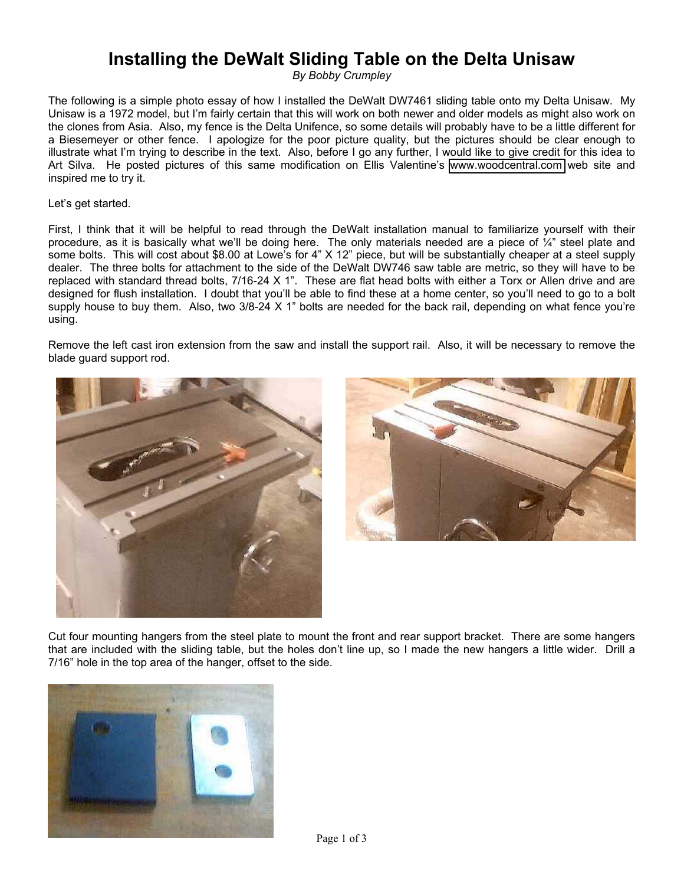# Installing the DeWalt Sliding Table on the Delta Unisaw

*By Bobby Crumpley*

The following is a simple photo essay of how I installed the DeWalt DW7461 sliding table onto my Delta Unisaw. My Unisaw is a 1972 model, but I'm fairly certain that this will work on both newer and older models as might also work on the clones from Asia. Also, my fence is the Delta Unifence, so some details will probably have to be a little different for a Biesemeyer or other fence. I apologize for the poor picture quality, but the pictures should be clear enough to illustrate what I'm trying to describe in the text. Also, before I go any further, I would like to give credit for this idea to Art Silva. He posted pictures of this same modification on Ellis Valentine's www.woodcentral.com web site and inspired me to try it.

Let's get started.

First, I think that it will be helpful to read through the DeWalt installation manual to familiarize yourself with their procedure, as it is basically what we'll be doing here. The only materials needed are a piece of ¼" steel plate and some bolts. This will cost about $8.00 at Lowe's for 4" X 12" piece, but will be substantially cheaper at a steel supply dealer. The three bolts for attachment to the side of the DeWalt DW746 saw table are metric, so they will have to be replaced with standard thread bolts, 7/16-24 X 1". These are flat head bolts with either a Torx or Allen drive and are designed for flush installation. I doubt that you'll be able to find these at a home center, so you'll need to go to a bolt supply house to buy them. Also, two 3/8-24 X 1" bolts are needed for the back rail, depending on what fence you're using.

Remove the left cast iron extension from the saw and install the support rail. Also, it will be necessary to remove the blade guard support rod.

Cut four mounting hangers from the steel plate to mount the front and rear support bracket. There are some hangers that are included with the sliding table, but the holes don't line up, so I made the new hangers a little wider. Drill a 7/16" hole in the top area of the hanger, offset to the side.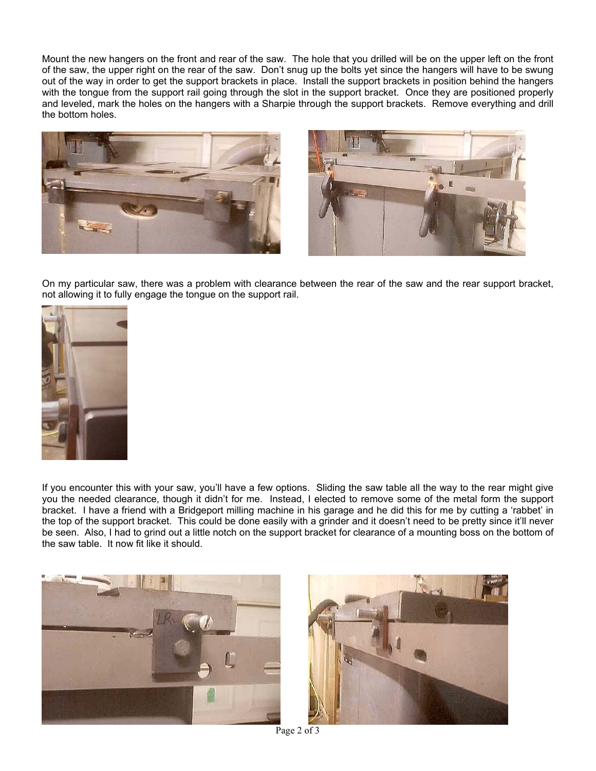Mount the new hangers on the front and rear of the saw. The hole that you drilled will be on the upper left on the front of the saw, the upper right on the rear of the saw. Don't snug up the bolts yet since the hangers will have to be swung out of the way in order to get the support brackets in place. Install the support brackets in position behind the hangers with the tongue from the support rail going through the slot in the support bracket. Once they are positioned properly and leveled, mark the holes on the hangers with a Sharpie through the support brackets. Remove everything and drill the bottom holes.

On my particular saw, there was a problem with clearance between the rear of the saw and the rear support bracket, not allowing it to fully engage the tongue on the support rail.

If you encounter this with your saw, you'll have a few options. Sliding the saw table all the way to the rear might give you the needed clearance, though it didn't for me. Instead, I elected to remove some of the metal form the support bracket. I have a friend with a Bridgeport milling machine in his garage and he did this for me by cutting a 'rabbet' in the top of the support bracket. This could be done easily with a grinder and it doesn't need to be pretty since it'll never be seen. Also, I had to grind out a little notch on the support bracket for clearance of a mounting boss on the bottom of the saw table. It now fit like it should.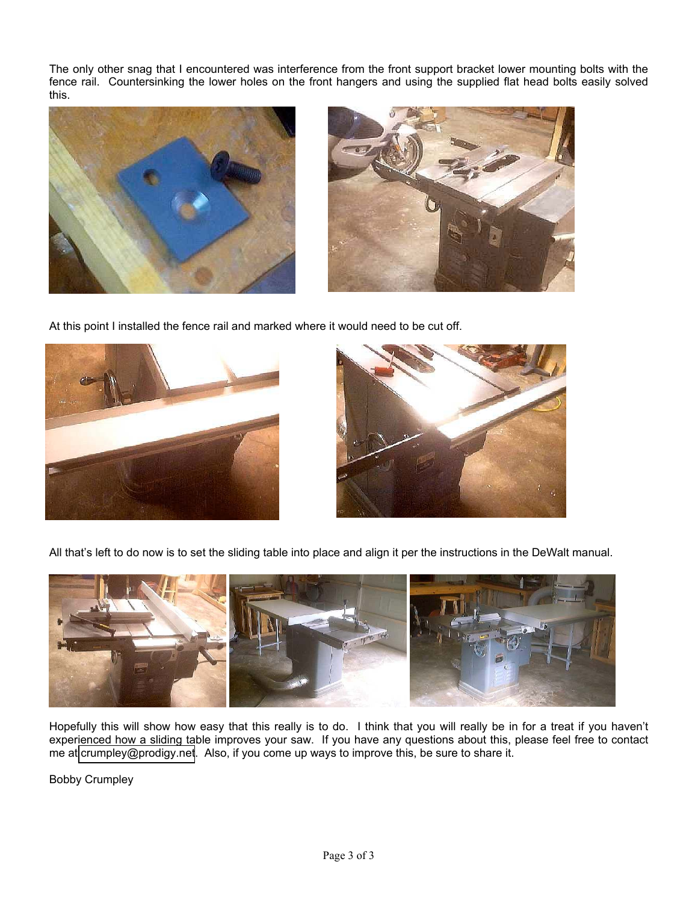The only other snag that I encountered was interference from the front support bracket lower mounting bolts with the fence rail. Countersinking the lower holes on the front hangers and using the supplied flat head bolts easily solved this.

At this point I installed the fence rail and marked where it would need to be cut off.

All that's left to do now is to set the sliding table into place and align it per the instructions in the DeWalt manual.

Hopefully this will show how easy that this really is to do. I think that you will really be in for a treat if you haven't experienced how a sliding table improves your saw. If you have any questions about this, please feel free to contact me at crumpley@prodigy.net. Also, if you come up ways to improve this, be sure to share it.

Bobby Crumpley